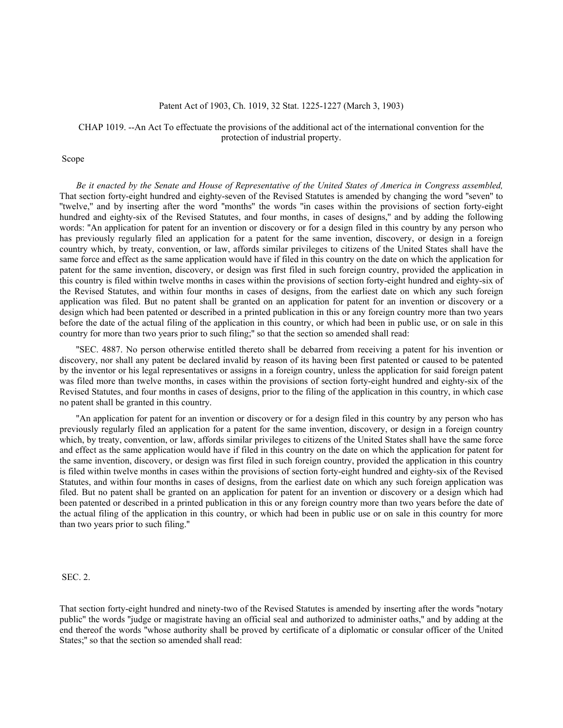Patent Act of 1903, Ch. 1019, 32 Stat. 1225-1227 (March 3, 1903)

CHAP 1019. --An Act To effectuate the provisions of the additional act of the international convention for the protection of industrial property.

Scope

*Be it enacted by the Senate and House of Representative of the United States of America in Congress assembled,* That section forty-eight hundred and eighty-seven of the Revised Statutes is amended by changing the word "seven" to "twelve," and by inserting after the word "months" the words "in cases within the provisions of section forty-eight hundred and eighty-six of the Revised Statutes, and four months, in cases of designs," and by adding the following words: "An application for patent for an invention or discovery or for a design filed in this country by any person who has previously regularly filed an application for a patent for the same invention, discovery, or design in a foreign country which, by treaty, convention, or law, affords similar privileges to citizens of the United States shall have the same force and effect as the same application would have if filed in this country on the date on which the application for patent for the same invention, discovery, or design was first filed in such foreign country, provided the application in this country is filed within twelve months in cases within the provisions of section forty-eight hundred and eighty-six of the Revised Statutes, and within four months in cases of designs, from the earliest date on which any such foreign application was filed. But no patent shall be granted on an application for patent for an invention or discovery or a design which had been patented or described in a printed publication in this or any foreign country more than two years before the date of the actual filing of the application in this country, or which had been in public use, or on sale in this country for more than two years prior to such filing;" so that the section so amended shall read:

"SEC. 4887. No person otherwise entitled thereto shall be debarred from receiving a patent for his invention or discovery, nor shall any patent be declared invalid by reason of its having been first patented or caused to be patented by the inventor or his legal representatives or assigns in a foreign country, unless the application for said foreign patent was filed more than twelve months, in cases within the provisions of section forty-eight hundred and eighty-six of the Revised Statutes, and four months in cases of designs, prior to the filing of the application in this country, in which case no patent shall be granted in this country.

"An application for patent for an invention or discovery or for a design filed in this country by any person who has previously regularly filed an application for a patent for the same invention, discovery, or design in a foreign country which, by treaty, convention, or law, affords similar privileges to citizens of the United States shall have the same force and effect as the same application would have if filed in this country on the date on which the application for patent for the same invention, discovery, or design was first filed in such foreign country, provided the application in this country is filed within twelve months in cases within the provisions of section forty-eight hundred and eighty-six of the Revised Statutes, and within four months in cases of designs, from the earliest date on which any such foreign application was filed. But no patent shall be granted on an application for patent for an invention or discovery or a design which had been patented or described in a printed publication in this or any foreign country more than two years before the date of the actual filing of the application in this country, or which had been in public use or on sale in this country for more than two years prior to such filing."

SEC. 2.

That section forty-eight hundred and ninety-two of the Revised Statutes is amended by inserting after the words "notary public" the words "judge or magistrate having an official seal and authorized to administer oaths," and by adding at the end thereof the words "whose authority shall be proved by certificate of a diplomatic or consular officer of the United States;" so that the section so amended shall read: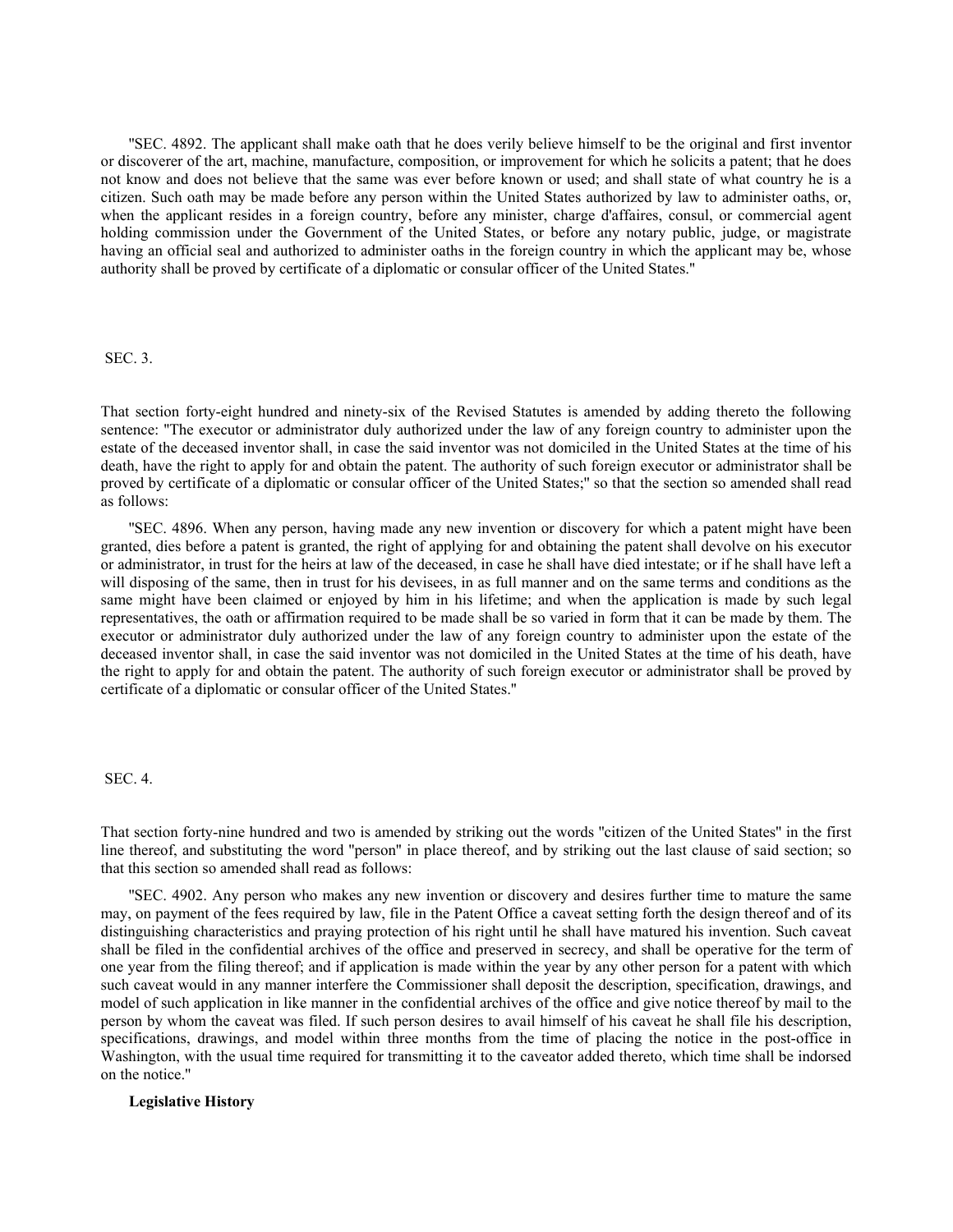"SEC. 4892. The applicant shall make oath that he does verily believe himself to be the original and first inventor or discoverer of the art, machine, manufacture, composition, or improvement for which he solicits a patent; that he does not know and does not believe that the same was ever before known or used; and shall state of what country he is a citizen. Such oath may be made before any person within the United States authorized by law to administer oaths, or, when the applicant resides in a foreign country, before any minister, charge d'affaires, consul, or commercial agent holding commission under the Government of the United States, or before any notary public, judge, or magistrate having an official seal and authorized to administer oaths in the foreign country in which the applicant may be, whose authority shall be proved by certificate of a diplomatic or consular officer of the United States."

SEC. 3.

That section forty-eight hundred and ninety-six of the Revised Statutes is amended by adding thereto the following sentence: "The executor or administrator duly authorized under the law of any foreign country to administer upon the estate of the deceased inventor shall, in case the said inventor was not domiciled in the United States at the time of his death, have the right to apply for and obtain the patent. The authority of such foreign executor or administrator shall be proved by certificate of a diplomatic or consular officer of the United States;" so that the section so amended shall read as follows:

"SEC. 4896. When any person, having made any new invention or discovery for which a patent might have been granted, dies before a patent is granted, the right of applying for and obtaining the patent shall devolve on his executor or administrator, in trust for the heirs at law of the deceased, in case he shall have died intestate; or if he shall have left a will disposing of the same, then in trust for his devisees, in as full manner and on the same terms and conditions as the same might have been claimed or enjoyed by him in his lifetime; and when the application is made by such legal representatives, the oath or affirmation required to be made shall be so varied in form that it can be made by them. The executor or administrator duly authorized under the law of any foreign country to administer upon the estate of the deceased inventor shall, in case the said inventor was not domiciled in the United States at the time of his death, have the right to apply for and obtain the patent. The authority of such foreign executor or administrator shall be proved by certificate of a diplomatic or consular officer of the United States."

SEC. 4.

That section forty-nine hundred and two is amended by striking out the words "citizen of the United States" in the first line thereof, and substituting the word "person" in place thereof, and by striking out the last clause of said section; so that this section so amended shall read as follows:

"SEC. 4902. Any person who makes any new invention or discovery and desires further time to mature the same may, on payment of the fees required by law, file in the Patent Office a caveat setting forth the design thereof and of its distinguishing characteristics and praying protection of his right until he shall have matured his invention. Such caveat shall be filed in the confidential archives of the office and preserved in secrecy, and shall be operative for the term of one year from the filing thereof; and if application is made within the year by any other person for a patent with which such caveat would in any manner interfere the Commissioner shall deposit the description, specification, drawings, and model of such application in like manner in the confidential archives of the office and give notice thereof by mail to the person by whom the caveat was filed. If such person desires to avail himself of his caveat he shall file his description, specifications, drawings, and model within three months from the time of placing the notice in the post-office in Washington, with the usual time required for transmitting it to the caveator added thereto, which time shall be indorsed on the notice."

**Legislative History**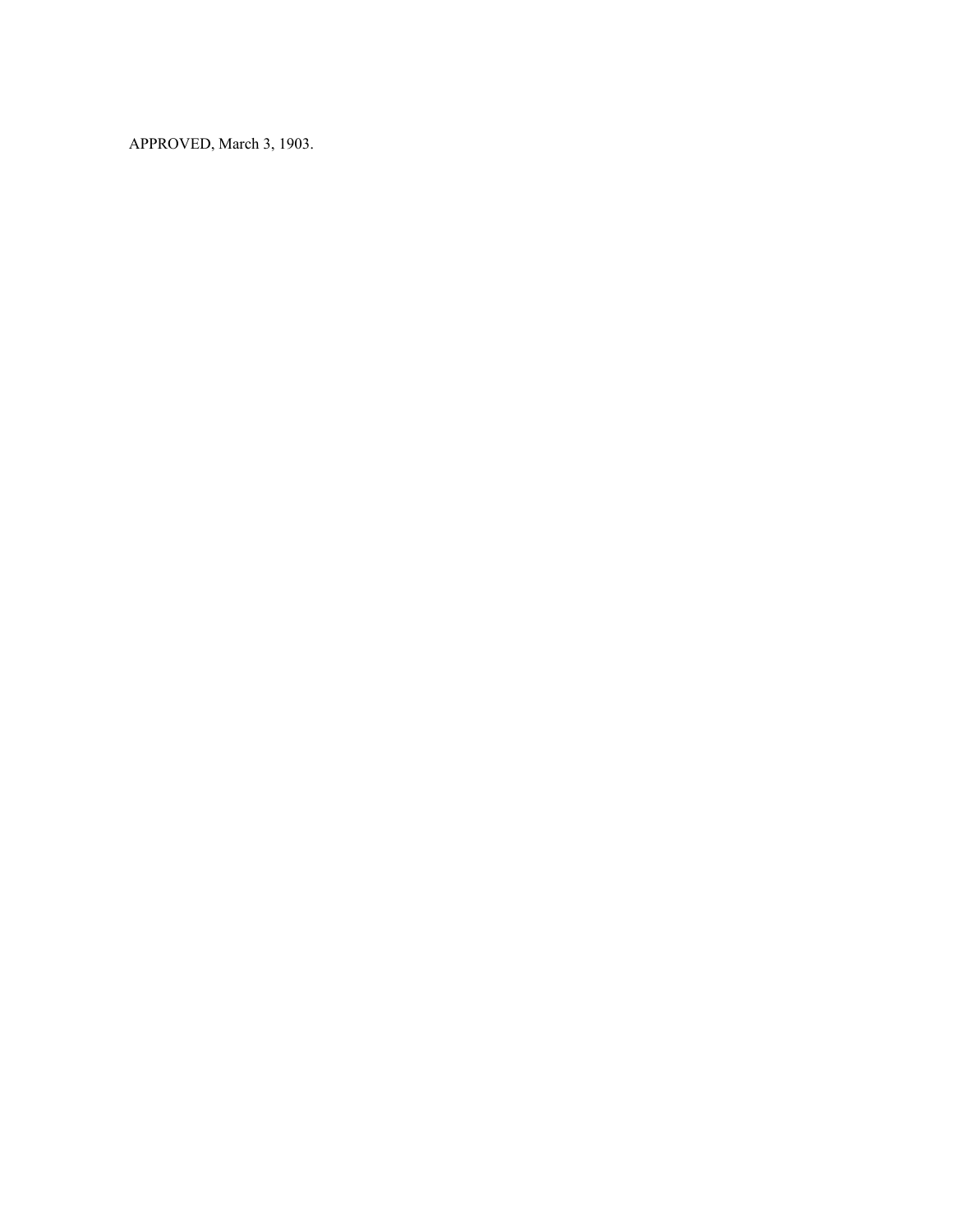APPROVED, March 3, 1903.